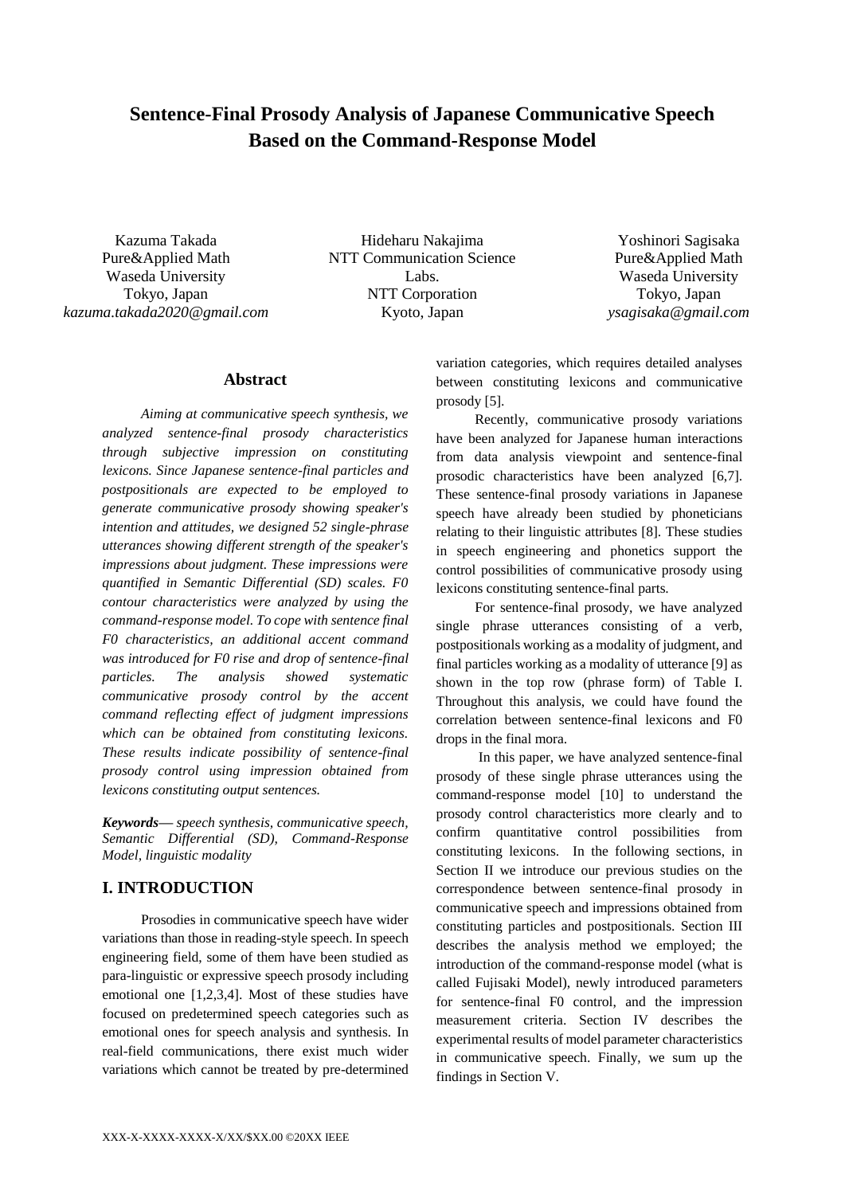# Sentence-Final Prosody Analysis of Japanese Communicative Speech Based on the Command-Response Model

Kazuma Takada
Pure&Applied Math
Waseda University
Tokyo, Japan
*kazuma.takada2020@gmail.com*

Hideharu Nakajima
NTT Communication Science Labs.
NTT Corporation
Kyoto, Japan

Yoshinori Sagisaka
Pure&Applied Math
Waseda University
Tokyo, Japan
*ysagisaka@gmail.com*

## Abstract

*Aiming at communicative speech synthesis, we analyzed sentence-final prosody characteristics through subjective impression on constituting lexicons. Since Japanese sentence-final particles and postpositionals are expected to be employed to generate communicative prosody showing speaker's intention and attitudes, we designed 52 single-phrase utterances showing different strength of the speaker's impressions about judgment. These impressions were quantified in Semantic Differential (SD) scales. F0 contour characteristics were analyzed by using the command-response model. To cope with sentence final F0 characteristics, an additional accent command was introduced for F0 rise and drop of sentence-final particles. The analysis showed systematic communicative prosody control by the accent command reflecting effect of judgment impressions which can be obtained from constituting lexicons. These results indicate possibility of sentence-final prosody control using impression obtained from lexicons constituting output sentences.*

***Keywords***— *speech synthesis, communicative speech, Semantic Differential (SD), Command-Response Model, linguistic modality*

## I. INTRODUCTION

Prosodies in communicative speech have wider variations than those in reading-style speech. In speech engineering field, some of them have been studied as para-linguistic or expressive speech prosody including emotional one [1,2,3,4]. Most of these studies have focused on predetermined speech categories such as emotional ones for speech analysis and synthesis. In real-field communications, there exist much wider variations which cannot be treated by pre-determined variation categories, which requires detailed analyses between constituting lexicons and communicative prosody [5].

Recently, communicative prosody variations have been analyzed for Japanese human interactions from data analysis viewpoint and sentence-final prosodic characteristics have been analyzed [6,7]. These sentence-final prosody variations in Japanese speech have already been studied by phoneticians relating to their linguistic attributes [8]. These studies in speech engineering and phonetics support the control possibilities of communicative prosody using lexicons constituting sentence-final parts.

For sentence-final prosody, we have analyzed single phrase utterances consisting of a verb, postpositionals working as a modality of judgment, and final particles working as a modality of utterance [9] as shown in the top row (phrase form) of Table I. Throughout this analysis, we could have found the correlation between sentence-final lexicons and F0 drops in the final mora.

In this paper, we have analyzed sentence-final prosody of these single phrase utterances using the command-response model [10] to understand the prosody control characteristics more clearly and to confirm quantitative control possibilities from constituting lexicons. In the following sections, in Section II we introduce our previous studies on the correspondence between sentence-final prosody in communicative speech and impressions obtained from constituting particles and postpositionals. Section III describes the analysis method we employed; the introduction of the command-response model (what is called Fujisaki Model), newly introduced parameters for sentence-final F0 control, and the impression measurement criteria. Section IV describes the experimental results of model parameter characteristics in communicative speech. Finally, we sum up the findings in Section V.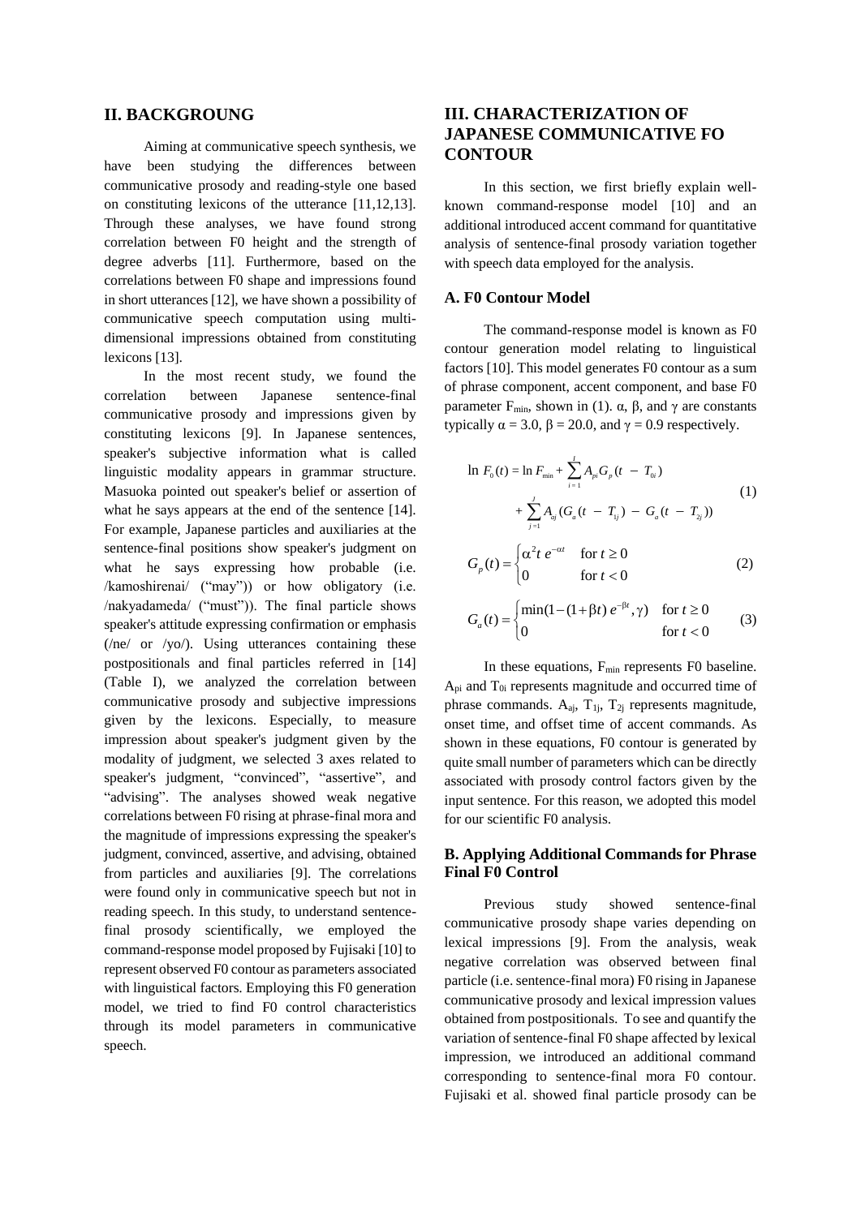## II. BACKGROUNG

Aiming at communicative speech synthesis, we have been studying the differences between communicative prosody and reading-style one based on constituting lexicons of the utterance [11,12,13]. Through these analyses, we have found strong correlation between F0 height and the strength of degree adverbs [11]. Furthermore, based on the correlations between F0 shape and impressions found in short utterances [12], we have shown a possibility of communicative speech computation using multi-dimensional impressions obtained from constituting lexicons [13].

In the most recent study, we found the correlation between Japanese sentence-final communicative prosody and impressions given by constituting lexicons [9]. In Japanese sentences, speaker's subjective information what is called linguistic modality appears in grammar structure. Masuoka pointed out speaker's belief or assertion of what he says appears at the end of the sentence [14]. For example, Japanese particles and auxiliaries at the sentence-final positions show speaker's judgment on what he says expressing how probable (i.e. /kamoshirenai/ ("may")) or how obligatory (i.e. /nakyadameda/ ("must")). The final particle shows speaker's attitude expressing confirmation or emphasis (/ne/ or /yo/). Using utterances containing these postpositionals and final particles referred in [14] (Table I), we analyzed the correlation between communicative prosody and subjective impressions given by the lexicons. Especially, to measure impression about speaker's judgment given by the modality of judgment, we selected 3 axes related to speaker's judgment, "convinced", "assertive", and "advising". The analyses showed weak negative correlations between F0 rising at phrase-final mora and the magnitude of impressions expressing the speaker's judgment, convinced, assertive, and advising, obtained from particles and auxiliaries [9]. The correlations were found only in communicative speech but not in reading speech. In this study, to understand sentence-final prosody scientifically, we employed the command-response model proposed by Fujisaki [10] to represent observed F0 contour as parameters associated with linguistical factors. Employing this F0 generation model, we tried to find F0 control characteristics through its model parameters in communicative speech.

## III. CHARACTERIZATION OF JAPANESE COMMUNICATIVE FO CONTOUR

In this section, we first briefly explain well-known command-response model [10] and an additional introduced accent command for quantitative analysis of sentence-final prosody variation together with speech data employed for the analysis.

### A. F0 Contour Model

The command-response model is known as F0 contour generation model relating to linguistical factors [10]. This model generates F0 contour as a sum of phrase component, accent component, and base F0 parameter $F_{min}$, shown in (1). α, β, and γ are constants typically $\alpha = 3.0$, $\beta = 20.0$, and $\gamma = 0.9$ respectively.

$$\ln F_0(t) = \ln F_{min} + \sum_{i=1}^{I} A_{pi} G_p(t - T_{0i}) + \sum_{j=1}^{J} A_{aj} (G_a(t - T_{1j}) - G_a(t - T_{2j})) \quad (1)$$

$$G_p(t) = \begin{cases} \alpha^2 t\, e^{-\alpha t} & \text{for } t \geq 0 \\ 0 & \text{for } t < 0 \end{cases} \quad (2)$$

$$G_a(t) = \begin{cases} \min(1-(1+\beta t)\, e^{-\beta t}, \gamma) & \text{for } t \geq 0 \\ 0 & \text{for } t < 0 \end{cases} \quad (3)$$

In these equations, $F_{min}$ represents F0 baseline. $A_{pi}$ and $T_{0i}$ represents magnitude and occurred time of phrase commands. $A_{aj}$, $T_{1j}$, $T_{2j}$ represents magnitude, onset time, and offset time of accent commands. As shown in these equations, F0 contour is generated by quite small number of parameters which can be directly associated with prosody control factors given by the input sentence. For this reason, we adopted this model for our scientific F0 analysis.

### B. Applying Additional Commands for Phrase Final F0 Control

Previous study showed sentence-final communicative prosody shape varies depending on lexical impressions [9]. From the analysis, weak negative correlation was observed between final particle (i.e. sentence-final mora) F0 rising in Japanese communicative prosody and lexical impression values obtained from postpositionals. To see and quantify the variation of sentence-final F0 shape affected by lexical impression, we introduced an additional command corresponding to sentence-final mora F0 contour. Fujisaki et al. showed final particle prosody can be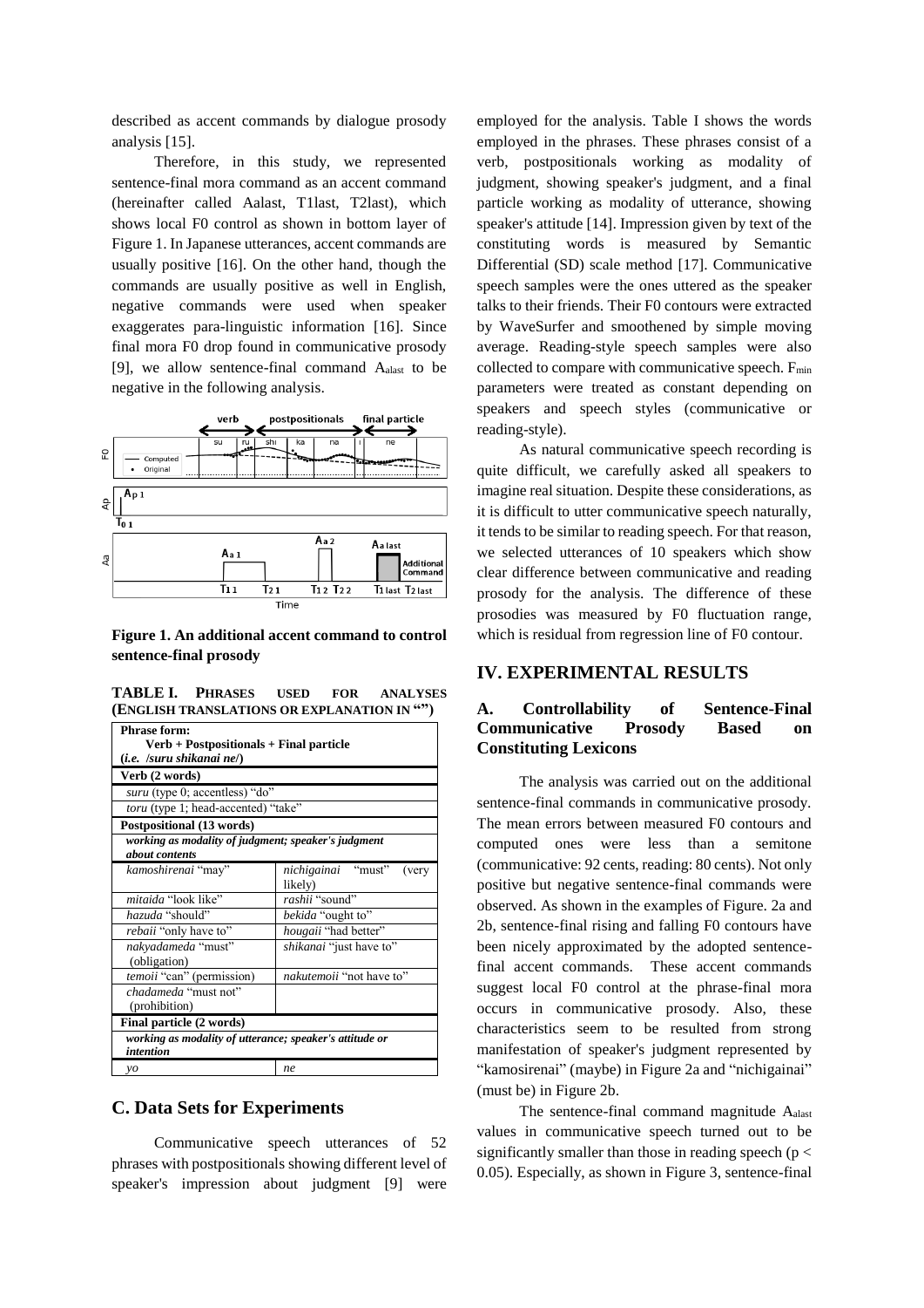described as accent commands by dialogue prosody analysis [15].

Therefore, in this study, we represented sentence-final mora command as an accent command (hereinafter called Aalast, T1last, T2last), which shows local F0 control as shown in bottom layer of Figure 1. In Japanese utterances, accent commands are usually positive [16]. On the other hand, though the commands are usually positive as well in English, negative commands were used when speaker exaggerates para-linguistic information [16]. Since final mora F0 drop found in communicative prosody [9], we allow sentence-final command $A_{alast}$ to be negative in the following analysis.

**Figure 1. An additional accent command to control sentence-final prosody**

**TABLE I. PHRASES USED FOR ANALYSES (ENGLISH TRANSLATIONS OR EXPLANATION IN "")**

| **Phrase form:** **Verb + Postpositionals + Final particle** (*i.e. /suru shikanai ne/*) | |
|---|---|
| **Verb (2 words)** | |
| *suru* (type 0; accentless) "do" | |
| *toru* (type 1; head-accented) "take" | |
| **Postpositional (13 words)** | |
| ***working as modality of judgment; speaker's judgment about contents*** | |
| *kamoshirenai* "may" | *nichigainai* "must" (very likely) |
| *mitaida* "look like" | *rashii* "sound" |
| *hazuda* "should" | *bekida* "ought to" |
| *rebaii* "only have to" | *hougaii* "had better" |
| *nakyadameda* "must" (obligation) | *shikanai* "just have to" |
| *temoii* "can" (permission) | *nakutemoii* "not have to" |
| *chadameda* "must not" (prohibition) | |
| **Final particle (2 words)** | |
| ***working as modality of utterance; speaker's attitude or intention*** | |
| *yo* | *ne* |

## C. Data Sets for Experiments

Communicative speech utterances of 52 phrases with postpositionals showing different level of speaker's impression about judgment [9] were employed for the analysis. Table I shows the words employed in the phrases. These phrases consist of a verb, postpositionals working as modality of judgment, showing speaker's judgment, and a final particle working as modality of utterance, showing speaker's attitude [14]. Impression given by text of the constituting words is measured by Semantic Differential (SD) scale method [17]. Communicative speech samples were the ones uttered as the speaker talks to their friends. Their F0 contours were extracted by WaveSurfer and smoothened by simple moving average. Reading-style speech samples were also collected to compare with communicative speech. $F_{min}$ parameters were treated as constant depending on speakers and speech styles (communicative or reading-style).

As natural communicative speech recording is quite difficult, we carefully asked all speakers to imagine real situation. Despite these considerations, as it is difficult to utter communicative speech naturally, it tends to be similar to reading speech. For that reason, we selected utterances of 10 speakers which show clear difference between communicative and reading prosody for the analysis. The difference of these prosodies was measured by F0 fluctuation range, which is residual from regression line of F0 contour.

# IV. EXPERIMENTAL RESULTS

## A. Controllability of Sentence-Final Communicative Prosody Based on Constituting Lexicons

The analysis was carried out on the additional sentence-final commands in communicative prosody. The mean errors between measured F0 contours and computed ones were less than a semitone (communicative: 92 cents, reading: 80 cents). Not only positive but negative sentence-final commands were observed. As shown in the examples of Figure. 2a and 2b, sentence-final rising and falling F0 contours have been nicely approximated by the adopted sentence-final accent commands. These accent commands suggest local F0 control at the phrase-final mora occurs in communicative prosody. Also, these characteristics seem to be resulted from strong manifestation of speaker's judgment represented by "kamosirenai" (maybe) in Figure 2a and "nichigainai" (must be) in Figure 2b.

The sentence-final command magnitude $A_{alast}$ values in communicative speech turned out to be significantly smaller than those in reading speech ($p < 0.05$). Especially, as shown in Figure 3, sentence-final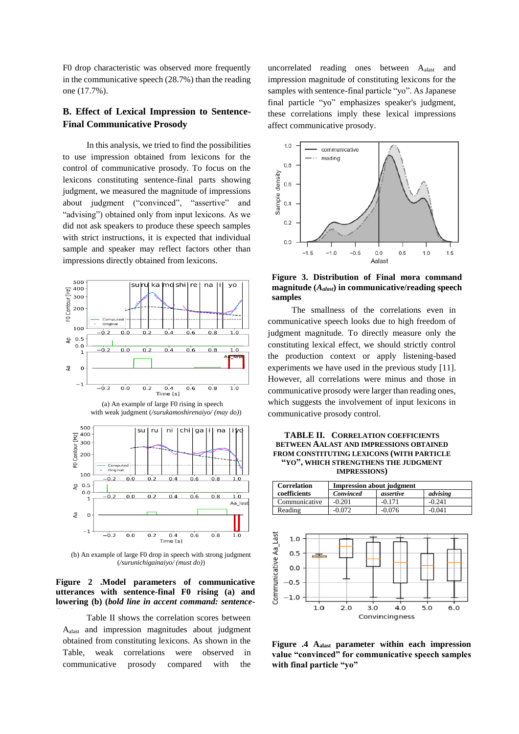F0 drop characteristic was observed more frequently in the communicative speech (28.7%) than the reading one (17.7%).

## B. Effect of Lexical Impression to Sentence-Final Communicative Prosody

In this analysis, we tried to find the possibilities to use impression obtained from lexicons for the control of communicative prosody. To focus on the lexicons constituting sentence-final parts showing judgment, we measured the magnitude of impressions about judgment ("convinced", "assertive" and "advising") obtained only from input lexicons. As we did not ask speakers to produce these speech samples with strict instructions, it is expected that individual sample and speaker may reflect factors other than impressions directly obtained from lexicons.

(a) An example of large F0 rising in speech with weak judgment (*/surukamoshirenaiyo/ (may do)*)

(b) An example of large F0 drop in speech with strong judgment (*/surunichigainaiyo/ (must do)*)

**Figure 2 .Model parameters of communicative utterances with sentence-final F0 rising (a) and lowering (b) (*bold line in accent command: sentence-***

Table II shows the correlation scores between $A_{alast}$ and impression magnitudes about judgment obtained from constituting lexicons. As shown in the Table, weak correlations were observed in communicative prosody compared with the uncorrelated reading ones between $A_{alast}$ and impression magnitude of constituting lexicons for the samples with sentence-final particle "yo". As Japanese final particle "yo" emphasizes speaker's judgment, these correlations imply these lexical impressions affect communicative prosody.

**Figure 3. Distribution of Final mora command magnitude (*$A_{alast}$*) in communicative/reading speech samples**

The smallness of the correlations even in communicative speech looks due to high freedom of judgment magnitude. To directly measure only the constituting lexical effect, we should strictly control the production context or apply listening-based experiments we have used in the previous study [11]. However, all correlations were minus and those in communicative prosody were larger than reading ones, which suggests the involvement of input lexicons in communicative prosody control.

**TABLE II. CORRELATION COEFFICIENTS BETWEEN AALAST AND IMPRESSIONS OBTAINED FROM CONSTITUTING LEXICONS (WITH PARTICLE "YO", WHICH STRENGTHENS THE JUDGMENT IMPRESSIONS)**

| Correlation coefficients | Impression about judgment | | |
|---|---|---|---|
| | *Convinced* | *assertive* | *advising* |
| Communicative | -0.201 | -0.171 | -0.241 |
| Reading | -0.072 | -0.076 | -0.041 |

**Figure .4 $A_{alast}$ parameter within each impression value "convinced" for communicative speech samples with final particle "yo"**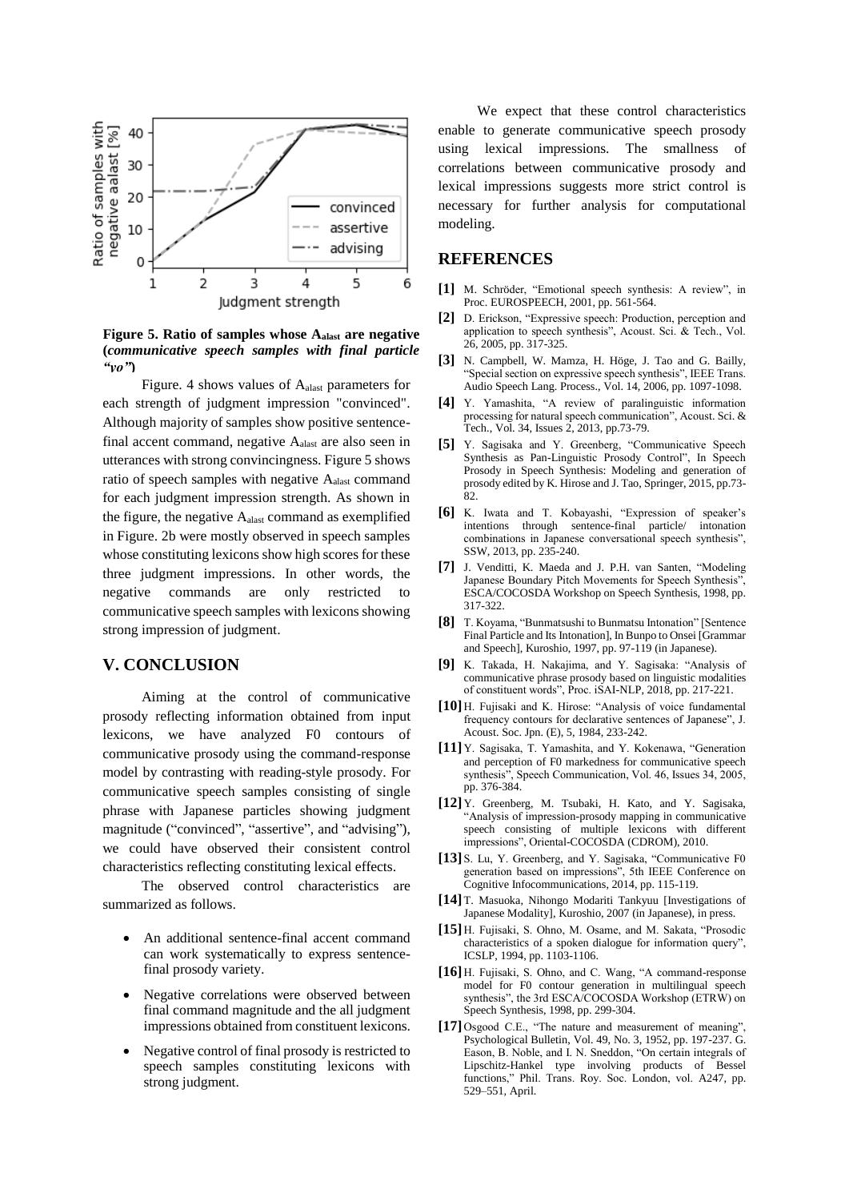Ratio of samples with negative aalast [%]

40
30
20
10
0

1 2 3 4 5 6

Judgment strength

convinced
assertive
advising

**Figure 5. Ratio of samples whose $A_{alast}$ are negative (*communicative speech samples with final particle "yo"*)**

Figure. 4 shows values of $A_{alast}$ parameters for each strength of judgment impression "convinced". Although majority of samples show positive sentence-final accent command, negative $A_{alast}$ are also seen in utterances with strong convincingness. Figure 5 shows ratio of speech samples with negative $A_{alast}$ command for each judgment impression strength. As shown in the figure, the negative $A_{alast}$ command as exemplified in Figure. 2b were mostly observed in speech samples whose constituting lexicons show high scores for these three judgment impressions. In other words, the negative commands are only restricted to communicative speech samples with lexicons showing strong impression of judgment.

## V. CONCLUSION

Aiming at the control of communicative prosody reflecting information obtained from input lexicons, we have analyzed F0 contours of communicative prosody using the command-response model by contrasting with reading-style prosody. For communicative speech samples consisting of single phrase with Japanese particles showing judgment magnitude ("convinced", "assertive", and "advising"), we could have observed their consistent control characteristics reflecting constituting lexical effects.

The observed control characteristics are summarized as follows.

- An additional sentence-final accent command can work systematically to express sentence-final prosody variety.
- Negative correlations were observed between final command magnitude and the all judgment impressions obtained from constituent lexicons.
- Negative control of final prosody is restricted to speech samples constituting lexicons with strong judgment.

We expect that these control characteristics enable to generate communicative speech prosody using lexical impressions. The smallness of correlations between communicative prosody and lexical impressions suggests more strict control is necessary for further analysis for computational modeling.

## REFERENCES

**[1]** M. Schröder, "Emotional speech synthesis: A review", in Proc. EUROSPEECH, 2001, pp. 561-564.

**[2]** D. Erickson, "Expressive speech: Production, perception and application to speech synthesis", Acoust. Sci. & Tech., Vol. 26, 2005, pp. 317-325.

**[3]** N. Campbell, W. Mamza, H. Höge, J. Tao and G. Bailly, "Special section on expressive speech synthesis", IEEE Trans. Audio Speech Lang. Process., Vol. 14, 2006, pp. 1097-1098.

**[4]** Y. Yamashita, "A review of paralinguistic information processing for natural speech communication", Acoust. Sci. & Tech., Vol. 34, Issues 2, 2013, pp.73-79.

**[5]** Y. Sagisaka and Y. Greenberg, "Communicative Speech Synthesis as Pan-Linguistic Prosody Control", In Speech Prosody in Speech Synthesis: Modeling and generation of prosody edited by K. Hirose and J. Tao, Springer, 2015, pp.73-82.

**[6]** K. Iwata and T. Kobayashi, "Expression of speaker's intentions through sentence-final particle/ intonation combinations in Japanese conversational speech synthesis", SSW, 2013, pp. 235-240.

**[7]** J. Venditti, K. Maeda and J. P.H. van Santen, "Modeling Japanese Boundary Pitch Movements for Speech Synthesis", ESCA/COCOSDA Workshop on Speech Synthesis, 1998, pp. 317-322.

**[8]** T. Koyama, "Bunmatsushi to Bunmatsu Intonation" [Sentence Final Particle and Its Intonation], In Bunpo to Onsei [Grammar and Speech], Kuroshio, 1997, pp. 97-119 (in Japanese).

**[9]** K. Takada, H. Nakajima, and Y. Sagisaka: "Analysis of communicative phrase prosody based on linguistic modalities of constituent words", Proc. iSAI-NLP, 2018, pp. 217-221.

**[10]** H. Fujisaki and K. Hirose: "Analysis of voice fundamental frequency contours for declarative sentences of Japanese", J. Acoust. Soc. Jpn. (E), 5, 1984, 233-242.

**[11]** Y. Sagisaka, T. Yamashita, and Y. Kokenawa, "Generation and perception of F0 markedness for communicative speech synthesis", Speech Communication, Vol. 46, Issues 34, 2005, pp. 376-384.

**[12]** Y. Greenberg, M. Tsubaki, H. Kato, and Y. Sagisaka, "Analysis of impression-prosody mapping in communicative speech consisting of multiple lexicons with different impressions", Oriental-COCOSDA (CDROM), 2010.

**[13]** S. Lu, Y. Greenberg, and Y. Sagisaka, "Communicative F0 generation based on impressions", 5th IEEE Conference on Cognitive Infocommunications, 2014, pp. 115-119.

**[14]** T. Masuoka, Nihongo Modariti Tankyuu [Investigations of Japanese Modality], Kuroshio, 2007 (in Japanese), in press.

**[15]** H. Fujisaki, S. Ohno, M. Osame, and M. Sakata, "Prosodic characteristics of a spoken dialogue for information query", ICSLP, 1994, pp. 1103-1106.

**[16]** H. Fujisaki, S. Ohno, and C. Wang, "A command-response model for F0 contour generation in multilingual speech synthesis", the 3rd ESCA/COCOSDA Workshop (ETRW) on Speech Synthesis, 1998, pp. 299-304.

**[17]** Osgood C.E., "The nature and measurement of meaning", Psychological Bulletin, Vol. 49, No. 3, 1952, pp. 197-237. G. Eason, B. Noble, and I. N. Sneddon, "On certain integrals of Lipschitz-Hankel type involving products of Bessel functions," Phil. Trans. Roy. Soc. London, vol. A247, pp. 529–551, April.